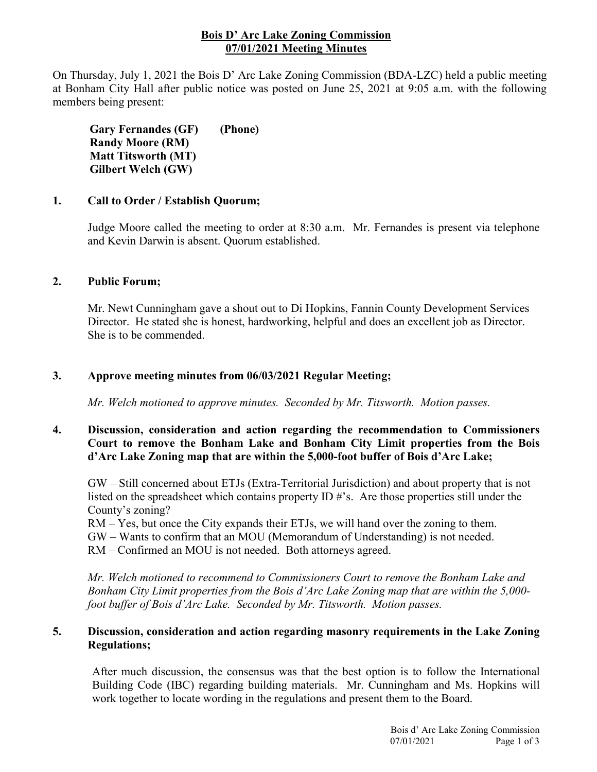# Bois D' Arc Lake Zoning Commission
## 07/01/2021 Meeting Minutes

On Thursday, July 1, 2021 the Bois D' Arc Lake Zoning Commission (BDA-LZC) held a public meeting at Bonham City Hall after public notice was posted on June 25, 2021 at 9:05 a.m. with the following members being present:

**Gary Fernandes (GF) (Phone)**
**Randy Moore (RM)**
**Matt Titsworth (MT)**
**Gilbert Welch (GW)**

### 1. Call to Order / Establish Quorum;

Judge Moore called the meeting to order at 8:30 a.m. Mr. Fernandes is present via telephone and Kevin Darwin is absent. Quorum established.

### 2. Public Forum;

Mr. Newt Cunningham gave a shout out to Di Hopkins, Fannin County Development Services Director. He stated she is honest, hardworking, helpful and does an excellent job as Director. She is to be commended.

### 3. Approve meeting minutes from 06/03/2021 Regular Meeting;

*Mr. Welch motioned to approve minutes. Seconded by Mr. Titsworth. Motion passes.*

### 4. Discussion, consideration and action regarding the recommendation to Commissioners Court to remove the Bonham Lake and Bonham City Limit properties from the Bois d'Arc Lake Zoning map that are within the 5,000-foot buffer of Bois d'Arc Lake;

GW – Still concerned about ETJs (Extra-Territorial Jurisdiction) and about property that is not listed on the spreadsheet which contains property ID #'s. Are those properties still under the County's zoning?
RM – Yes, but once the City expands their ETJs, we will hand over the zoning to them.
GW – Wants to confirm that an MOU (Memorandum of Understanding) is not needed.
RM – Confirmed an MOU is not needed. Both attorneys agreed.

*Mr. Welch motioned to recommend to Commissioners Court to remove the Bonham Lake and Bonham City Limit properties from the Bois d'Arc Lake Zoning map that are within the 5,000-foot buffer of Bois d'Arc Lake. Seconded by Mr. Titsworth. Motion passes.*

### 5. Discussion, consideration and action regarding masonry requirements in the Lake Zoning Regulations;

After much discussion, the consensus was that the best option is to follow the International Building Code (IBC) regarding building materials. Mr. Cunningham and Ms. Hopkins will work together to locate wording in the regulations and present them to the Board.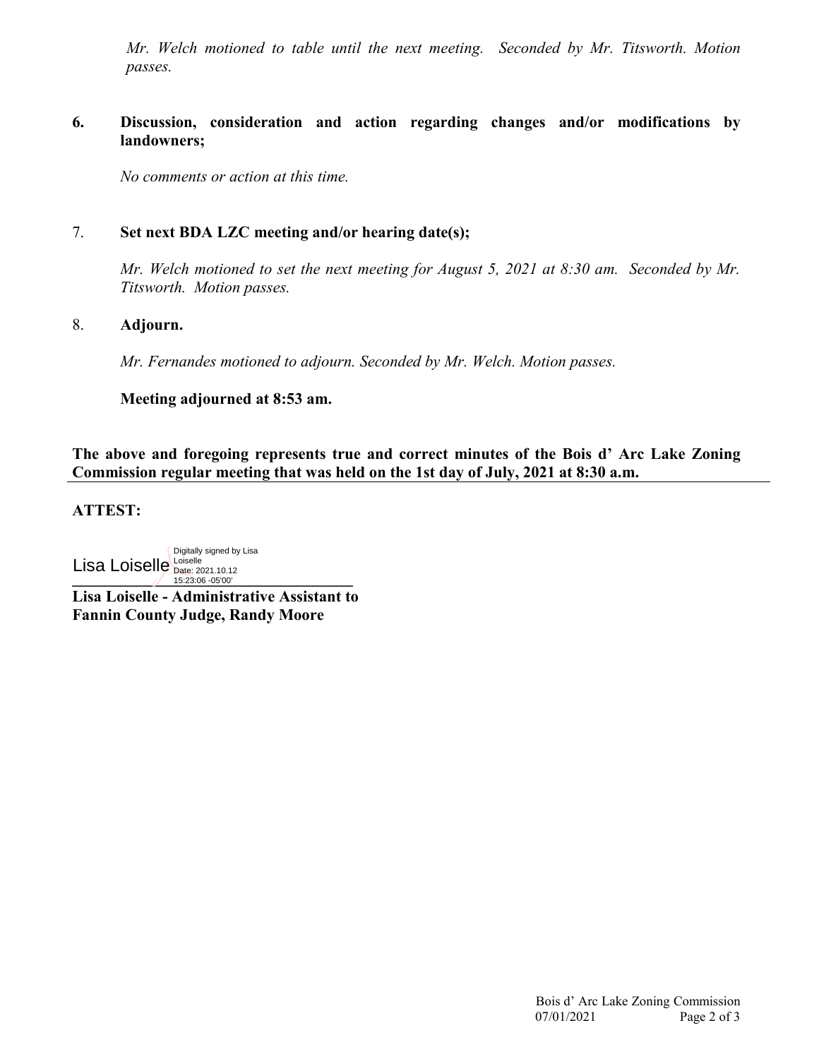*Mr. Welch motioned to table until the next meeting. Seconded by Mr. Titsworth. Motion passes.*

**6. Discussion, consideration and action regarding changes and/or modifications by landowners;**

*No comments or action at this time.*

7. **Set next BDA LZC meeting and/or hearing date(s);**

*Mr. Welch motioned to set the next meeting for August 5, 2021 at 8:30 am. Seconded by Mr. Titsworth. Motion passes.*

8. **Adjourn.**

*Mr. Fernandes motioned to adjourn. Seconded by Mr. Welch. Motion passes.*

**Meeting adjourned at 8:53 am.**

**The above and foregoing represents true and correct minutes of the Bois d' Arc Lake Zoning Commission regular meeting that was held on the 1st day of July, 2021 at 8:30 a.m.**

**ATTEST:**

Lisa Loiselle Digitally signed by Lisa Loiselle Date: 2021.10.12 15:23:06 -05'00'

**Lisa Loiselle - Administrative Assistant to Fannin County Judge, Randy Moore**